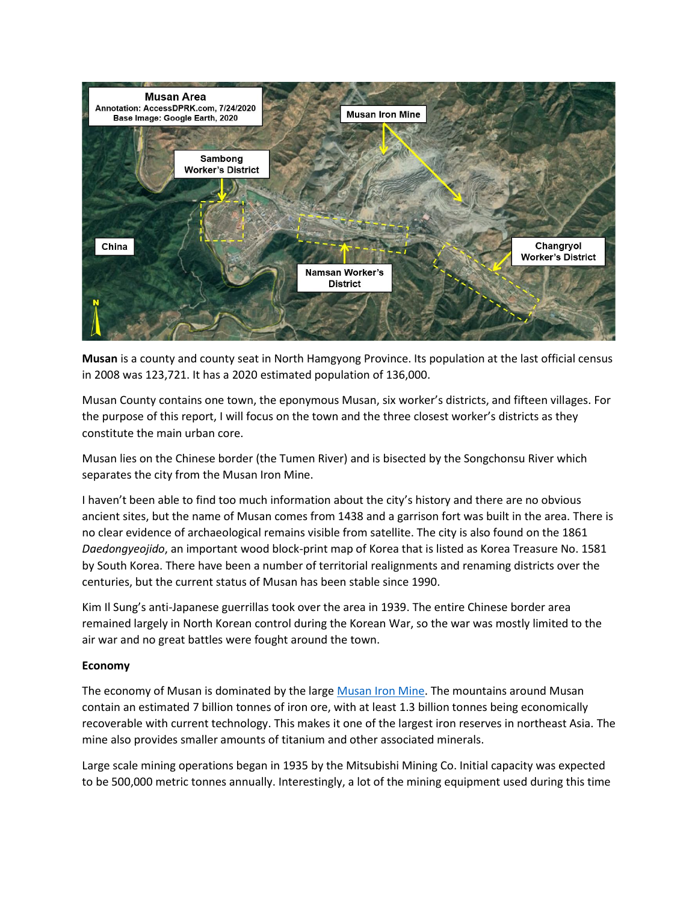**Musan** is a county and county seat in North Hamgyong Province. Its population at the last official census in 2008 was 123,721. It has a 2020 estimated population of 136,000.

Musan County contains one town, the eponymous Musan, six worker's districts, and fifteen villages. For the purpose of this report, I will focus on the town and the three closest worker's districts as they constitute the main urban core.

Musan lies on the Chinese border (the Tumen River) and is bisected by the Songchonsu River which separates the city from the Musan Iron Mine.

I haven't been able to find too much information about the city's history and there are no obvious ancient sites, but the name of Musan comes from 1438 and a garrison fort was built in the area. There is no clear evidence of archaeological remains visible from satellite. The city is also found on the 1861 *Daedongyeojido*, an important wood block-print map of Korea that is listed as Korea Treasure No. 1581 by South Korea. There have been a number of territorial realignments and renaming districts over the centuries, but the current status of Musan has been stable since 1990.

Kim Il Sung's anti-Japanese guerrillas took over the area in 1939. The entire Chinese border area remained largely in North Korean control during the Korean War, so the war was mostly limited to the air war and no great battles were fought around the town.

**Economy**

The economy of Musan is dominated by the large Musan Iron Mine. The mountains around Musan contain an estimated 7 billion tonnes of iron ore, with at least 1.3 billion tonnes being economically recoverable with current technology. This makes it one of the largest iron reserves in northeast Asia. The mine also provides smaller amounts of titanium and other associated minerals.

Large scale mining operations began in 1935 by the Mitsubishi Mining Co. Initial capacity was expected to be 500,000 metric tonnes annually. Interestingly, a lot of the mining equipment used during this time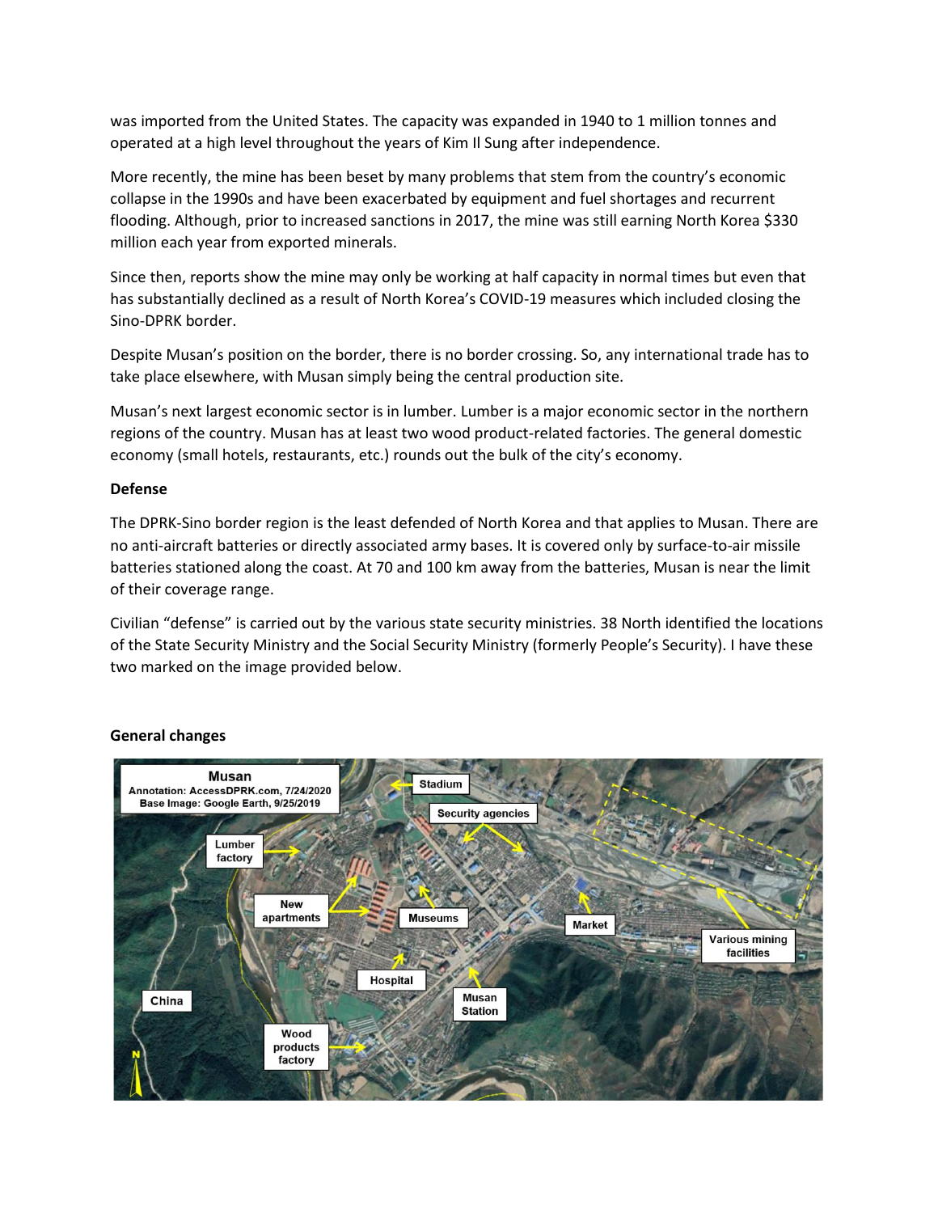was imported from the United States. The capacity was expanded in 1940 to 1 million tonnes and operated at a high level throughout the years of Kim Il Sung after independence.

More recently, the mine has been beset by many problems that stem from the country's economic collapse in the 1990s and have been exacerbated by equipment and fuel shortages and recurrent flooding. Although, prior to increased sanctions in 2017, the mine was still earning North Korea $330 million each year from exported minerals.

Since then, reports show the mine may only be working at half capacity in normal times but even that has substantially declined as a result of North Korea's COVID-19 measures which included closing the Sino-DPRK border.

Despite Musan's position on the border, there is no border crossing. So, any international trade has to take place elsewhere, with Musan simply being the central production site.

Musan's next largest economic sector is in lumber. Lumber is a major economic sector in the northern regions of the country. Musan has at least two wood product-related factories. The general domestic economy (small hotels, restaurants, etc.) rounds out the bulk of the city's economy.

**Defense**

The DPRK-Sino border region is the least defended of North Korea and that applies to Musan. There are no anti-aircraft batteries or directly associated army bases. It is covered only by surface-to-air missile batteries stationed along the coast. At 70 and 100 km away from the batteries, Musan is near the limit of their coverage range.

Civilian "defense" is carried out by the various state security ministries. 38 North identified the locations of the State Security Ministry and the Social Security Ministry (formerly People's Security). I have these two marked on the image provided below.

**General changes**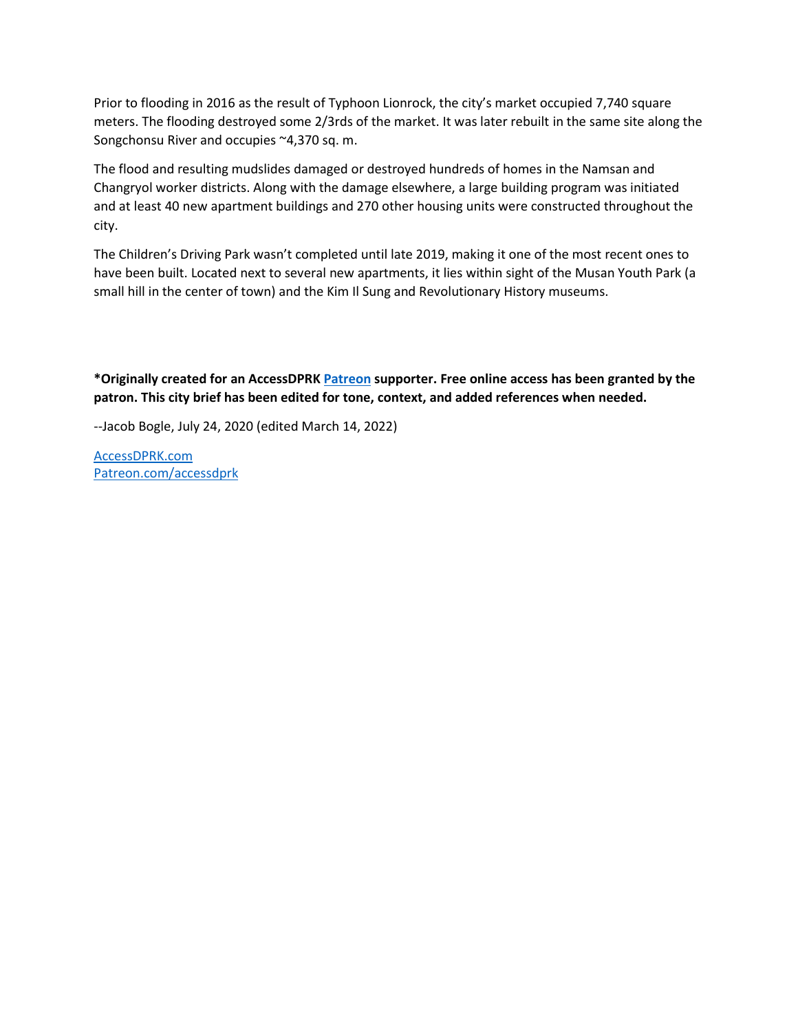Prior to flooding in 2016 as the result of Typhoon Lionrock, the city's market occupied 7,740 square meters. The flooding destroyed some 2/3rds of the market. It was later rebuilt in the same site along the Songchonsu River and occupies ~4,370 sq. m.

The flood and resulting mudslides damaged or destroyed hundreds of homes in the Namsan and Changryol worker districts. Along with the damage elsewhere, a large building program was initiated and at least 40 new apartment buildings and 270 other housing units were constructed throughout the city.

The Children's Driving Park wasn't completed until late 2019, making it one of the most recent ones to have been built. Located next to several new apartments, it lies within sight of the Musan Youth Park (a small hill in the center of town) and the Kim Il Sung and Revolutionary History museums.

**\*Originally created for an AccessDPRK [Patreon](https://patreon.com/accessdprk) supporter. Free online access has been granted by the patron. This city brief has been edited for tone, context, and added references when needed.**

--Jacob Bogle, July 24, 2020 (edited March 14, 2022)

[AccessDPRK.com](https://AccessDPRK.com)
[Patreon.com/accessdprk](https://Patreon.com/accessdprk)